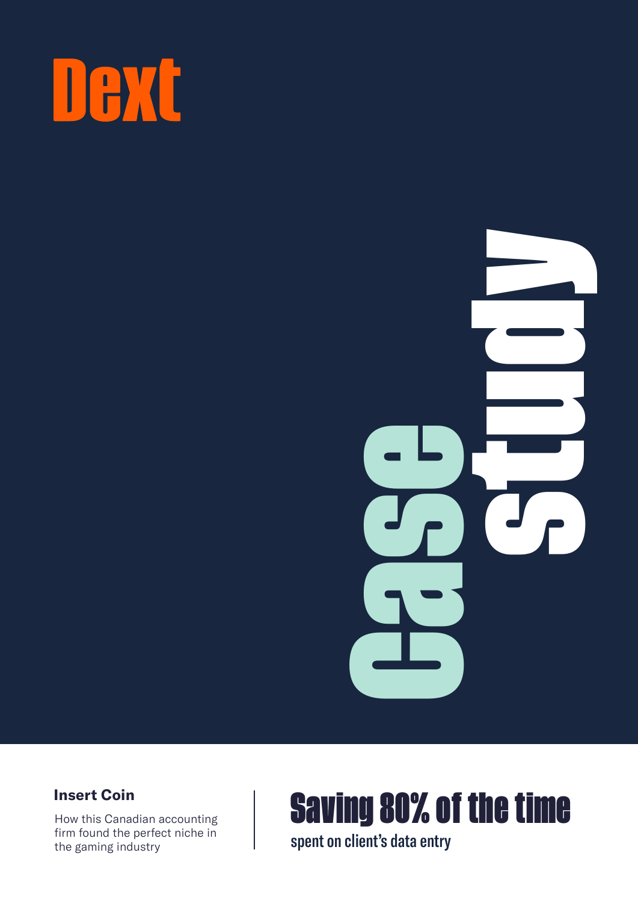Dext

Case study

## Insert Coin

How this Canadian accounting firm found the perfect niche in the gaming industry

# Saving 80% of the time

spent on client's data entry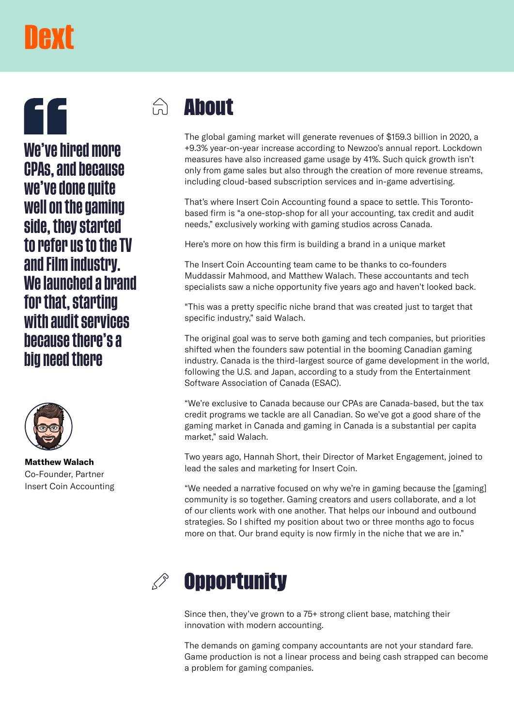Dext

> We've hired more CPAs, and because we've done quite well on the gaming side, they started to refer us to the TV and Film industry. We launched a brand for that, starting with audit services because there's a big need there

**Matthew Walach**
Co-Founder, Partner
Insert Coin Accounting

# About

The global gaming market will generate revenues of $159.3 billion in 2020, a +9.3% year-on-year increase according to Newzoo's annual report. Lockdown measures have also increased game usage by 41%. Such quick growth isn't only from game sales but also through the creation of more revenue streams, including cloud-based subscription services and in-game advertising.

That's where Insert Coin Accounting found a space to settle. This Toronto-based firm is "a one-stop-shop for all your accounting, tax credit and audit needs," exclusively working with gaming studios across Canada.

Here's more on how this firm is building a brand in a unique market

The Insert Coin Accounting team came to be thanks to co-founders Muddassir Mahmood, and Matthew Walach. These accountants and tech specialists saw a niche opportunity five years ago and haven't looked back.

"This was a pretty specific niche brand that was created just to target that specific industry," said Walach.

The original goal was to serve both gaming and tech companies, but priorities shifted when the founders saw potential in the booming Canadian gaming industry. Canada is the third-largest source of game development in the world, following the U.S. and Japan, according to a study from the Entertainment Software Association of Canada (ESAC).

"We're exclusive to Canada because our CPAs are Canada-based, but the tax credit programs we tackle are all Canadian. So we've got a good share of the gaming market in Canada and gaming in Canada is a substantial per capita market," said Walach.

Two years ago, Hannah Short, their Director of Market Engagement, joined to lead the sales and marketing for Insert Coin.

"We needed a narrative focused on why we're in gaming because the [gaming] community is so together. Gaming creators and users collaborate, and a lot of our clients work with one another. That helps our inbound and outbound strategies. So I shifted my position about two or three months ago to focus more on that. Our brand equity is now firmly in the niche that we are in."

# Opportunity

Since then, they've grown to a 75+ strong client base, matching their innovation with modern accounting.

The demands on gaming company accountants are not your standard fare. Game production is not a linear process and being cash strapped can become a problem for gaming companies.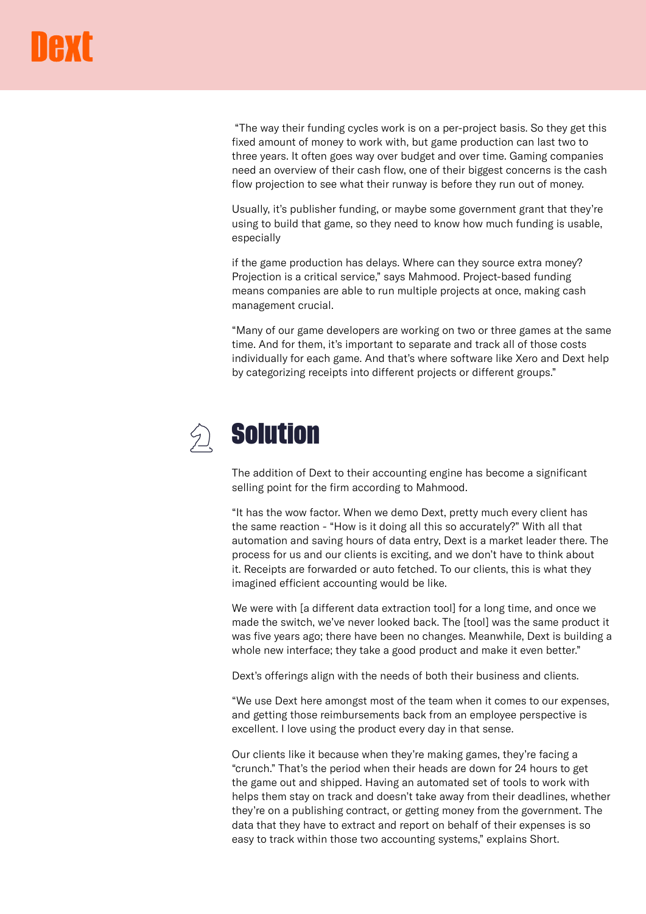"The way their funding cycles work is on a per-project basis. So they get this fixed amount of money to work with, but game production can last two to three years. It often goes way over budget and over time. Gaming companies need an overview of their cash flow, one of their biggest concerns is the cash flow projection to see what their runway is before they run out of money.

Usually, it's publisher funding, or maybe some government grant that they're using to build that game, so they need to know how much funding is usable, especially

if the game production has delays. Where can they source extra money? Projection is a critical service," says Mahmood. Project-based funding means companies are able to run multiple projects at once, making cash management crucial.

"Many of our game developers are working on two or three games at the same time. And for them, it's important to separate and track all of those costs individually for each game. And that's where software like Xero and Dext help by categorizing receipts into different projects or different groups."

## Solution

The addition of Dext to their accounting engine has become a significant selling point for the firm according to Mahmood.

"It has the wow factor. When we demo Dext, pretty much every client has the same reaction - "How is it doing all this so accurately?" With all that automation and saving hours of data entry, Dext is a market leader there. The process for us and our clients is exciting, and we don't have to think about it. Receipts are forwarded or auto fetched. To our clients, this is what they imagined efficient accounting would be like.

We were with [a different data extraction tool] for a long time, and once we made the switch, we've never looked back. The [tool] was the same product it was five years ago; there have been no changes. Meanwhile, Dext is building a whole new interface; they take a good product and make it even better."

Dext's offerings align with the needs of both their business and clients.

"We use Dext here amongst most of the team when it comes to our expenses, and getting those reimbursements back from an employee perspective is excellent. I love using the product every day in that sense.

Our clients like it because when they're making games, they're facing a "crunch." That's the period when their heads are down for 24 hours to get the game out and shipped. Having an automated set of tools to work with helps them stay on track and doesn't take away from their deadlines, whether they're on a publishing contract, or getting money from the government. The data that they have to extract and report on behalf of their expenses is so easy to track within those two accounting systems," explains Short.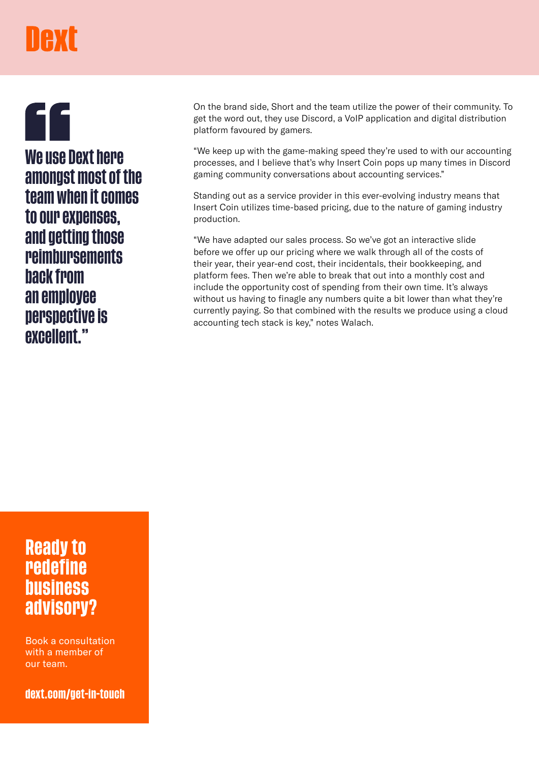"We use Dext here amongst most of the team when it comes to our expenses, and getting those reimbursements back from an employee perspective is excellent."

On the brand side, Short and the team utilize the power of their community. To get the word out, they use Discord, a VoIP application and digital distribution platform favoured by gamers.

"We keep up with the game-making speed they're used to with our accounting processes, and I believe that's why Insert Coin pops up many times in Discord gaming community conversations about accounting services."

Standing out as a service provider in this ever-evolving industry means that Insert Coin utilizes time-based pricing, due to the nature of gaming industry production.

"We have adapted our sales process. So we've got an interactive slide before we offer up our pricing where we walk through all of the costs of their year, their year-end cost, their incidentals, their bookkeeping, and platform fees. Then we're able to break that out into a monthly cost and include the opportunity cost of spending from their own time. It's always without us having to finagle any numbers quite a bit lower than what they're currently paying. So that combined with the results we produce using a cloud accounting tech stack is key," notes Walach.

## Ready to redefine business advisory?

Book a consultation with a member of our team.

**dext.com/get-in-touch**